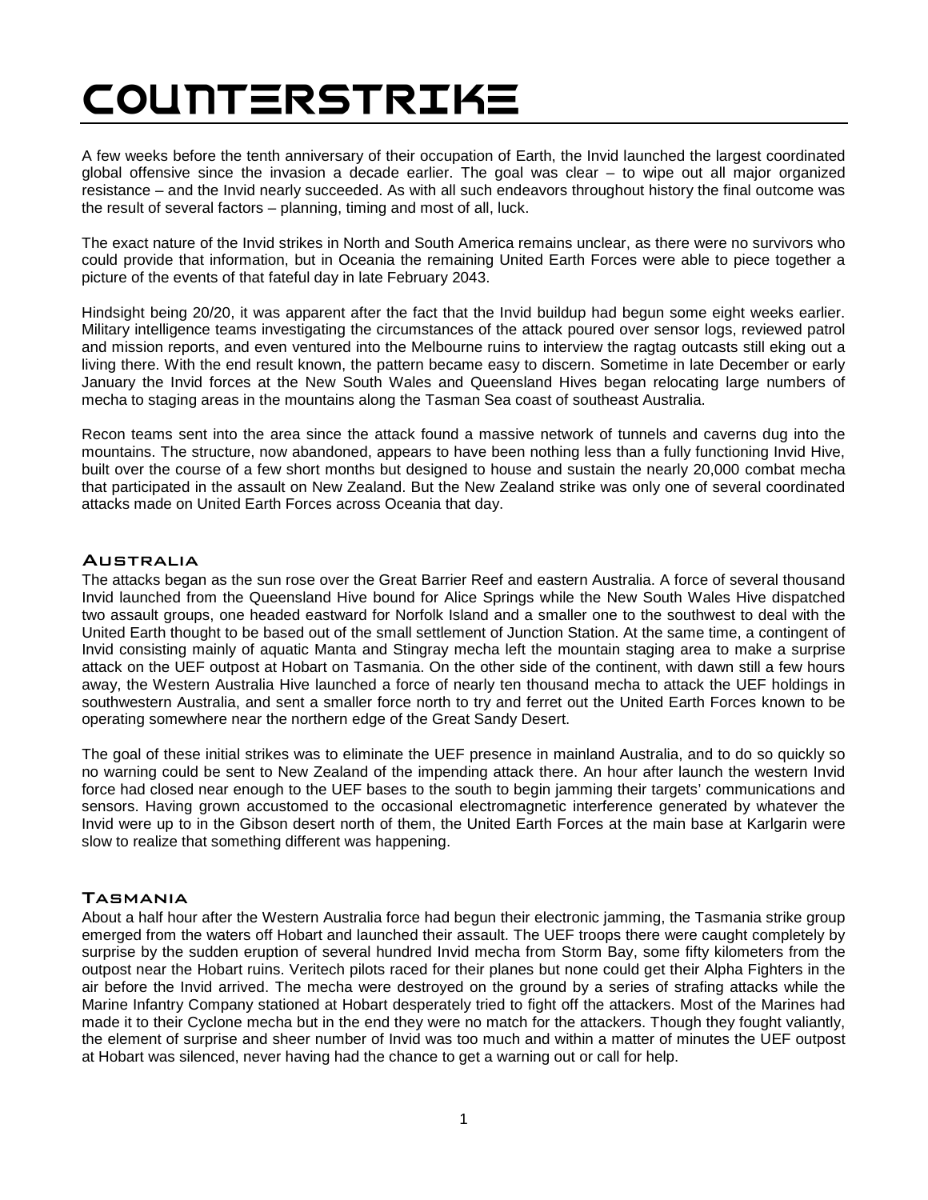# COUNTERSTRIKE

A few weeks before the tenth anniversary of their occupation of Earth, the Invid launched the largest coordinated global offensive since the invasion a decade earlier. The goal was clear – to wipe out all major organized resistance – and the Invid nearly succeeded. As with all such endeavors throughout history the final outcome was the result of several factors – planning, timing and most of all, luck.

The exact nature of the Invid strikes in North and South America remains unclear, as there were no survivors who could provide that information, but in Oceania the remaining United Earth Forces were able to piece together a picture of the events of that fateful day in late February 2043.

Hindsight being 20/20, it was apparent after the fact that the Invid buildup had begun some eight weeks earlier. Military intelligence teams investigating the circumstances of the attack poured over sensor logs, reviewed patrol and mission reports, and even ventured into the Melbourne ruins to interview the ragtag outcasts still eking out a living there. With the end result known, the pattern became easy to discern. Sometime in late December or early January the Invid forces at the New South Wales and Queensland Hives began relocating large numbers of mecha to staging areas in the mountains along the Tasman Sea coast of southeast Australia.

Recon teams sent into the area since the attack found a massive network of tunnels and caverns dug into the mountains. The structure, now abandoned, appears to have been nothing less than a fully functioning Invid Hive, built over the course of a few short months but designed to house and sustain the nearly 20,000 combat mecha that participated in the assault on New Zealand. But the New Zealand strike was only one of several coordinated attacks made on United Earth Forces across Oceania that day.

## Australia

The attacks began as the sun rose over the Great Barrier Reef and eastern Australia. A force of several thousand Invid launched from the Queensland Hive bound for Alice Springs while the New South Wales Hive dispatched two assault groups, one headed eastward for Norfolk Island and a smaller one to the southwest to deal with the United Earth thought to be based out of the small settlement of Junction Station. At the same time, a contingent of Invid consisting mainly of aquatic Manta and Stingray mecha left the mountain staging area to make a surprise attack on the UEF outpost at Hobart on Tasmania. On the other side of the continent, with dawn still a few hours away, the Western Australia Hive launched a force of nearly ten thousand mecha to attack the UEF holdings in southwestern Australia, and sent a smaller force north to try and ferret out the United Earth Forces known to be operating somewhere near the northern edge of the Great Sandy Desert.

The goal of these initial strikes was to eliminate the UEF presence in mainland Australia, and to do so quickly so no warning could be sent to New Zealand of the impending attack there. An hour after launch the western Invid force had closed near enough to the UEF bases to the south to begin jamming their targets' communications and sensors. Having grown accustomed to the occasional electromagnetic interference generated by whatever the Invid were up to in the Gibson desert north of them, the United Earth Forces at the main base at Karlgarin were slow to realize that something different was happening.

## Tasmania

About a half hour after the Western Australia force had begun their electronic jamming, the Tasmania strike group emerged from the waters off Hobart and launched their assault. The UEF troops there were caught completely by surprise by the sudden eruption of several hundred Invid mecha from Storm Bay, some fifty kilometers from the outpost near the Hobart ruins. Veritech pilots raced for their planes but none could get their Alpha Fighters in the air before the Invid arrived. The mecha were destroyed on the ground by a series of strafing attacks while the Marine Infantry Company stationed at Hobart desperately tried to fight off the attackers. Most of the Marines had made it to their Cyclone mecha but in the end they were no match for the attackers. Though they fought valiantly, the element of surprise and sheer number of Invid was too much and within a matter of minutes the UEF outpost at Hobart was silenced, never having had the chance to get a warning out or call for help.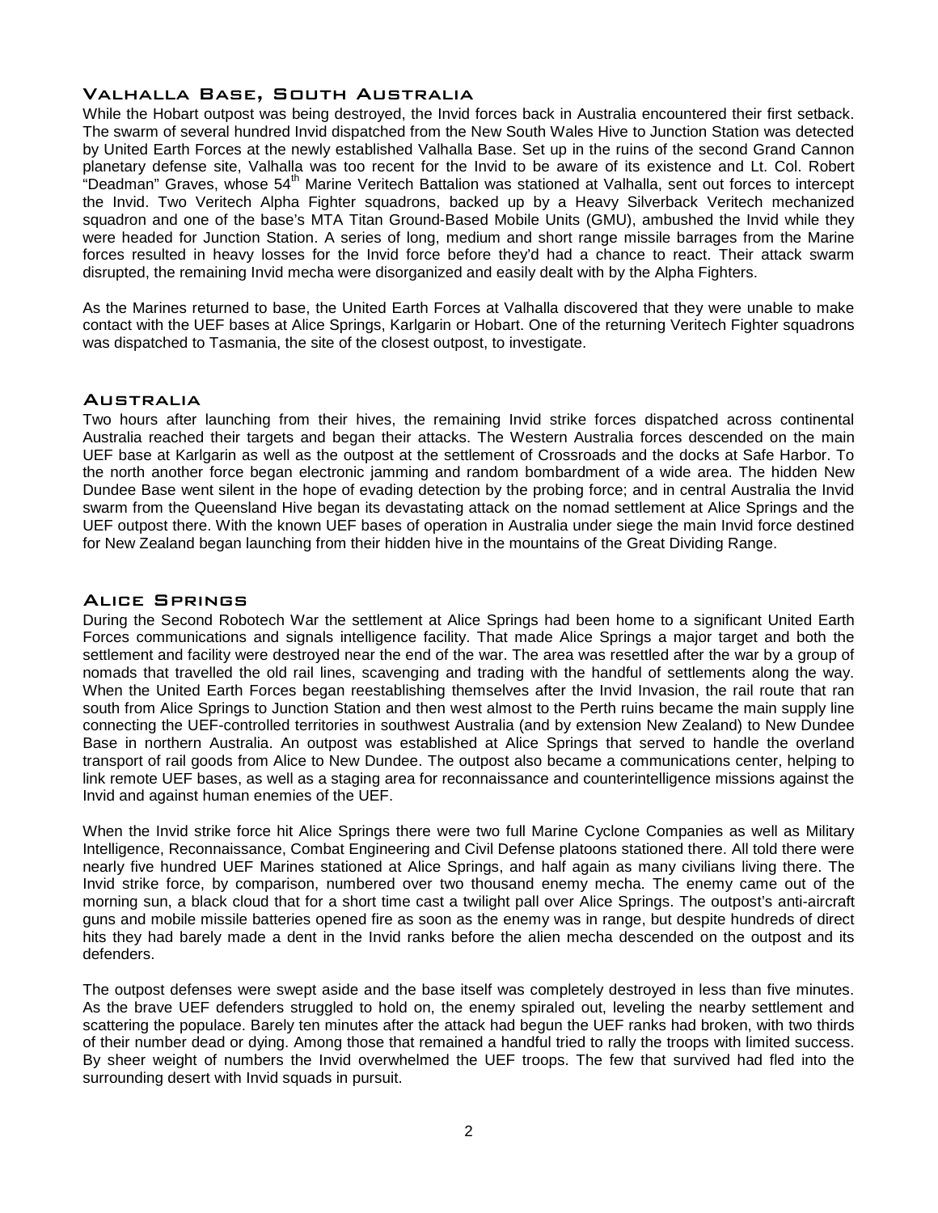## Valhalla Base, South Australia

While the Hobart outpost was being destroyed, the Invid forces back in Australia encountered their first setback. The swarm of several hundred Invid dispatched from the New South Wales Hive to Junction Station was detected by United Earth Forces at the newly established Valhalla Base. Set up in the ruins of the second Grand Cannon planetary defense site, Valhalla was too recent for the Invid to be aware of its existence and Lt. Col. Robert "Deadman" Graves, whose 54th Marine Veritech Battalion was stationed at Valhalla, sent out forces to intercept the Invid. Two Veritech Alpha Fighter squadrons, backed up by a Heavy Silverback Veritech mechanized squadron and one of the base's MTA Titan Ground-Based Mobile Units (GMU), ambushed the Invid while they were headed for Junction Station. A series of long, medium and short range missile barrages from the Marine forces resulted in heavy losses for the Invid force before they'd had a chance to react. Their attack swarm disrupted, the remaining Invid mecha were disorganized and easily dealt with by the Alpha Fighters.

As the Marines returned to base, the United Earth Forces at Valhalla discovered that they were unable to make contact with the UEF bases at Alice Springs, Karlgarin or Hobart. One of the returning Veritech Fighter squadrons was dispatched to Tasmania, the site of the closest outpost, to investigate.

## Australia

Two hours after launching from their hives, the remaining Invid strike forces dispatched across continental Australia reached their targets and began their attacks. The Western Australia forces descended on the main UEF base at Karlgarin as well as the outpost at the settlement of Crossroads and the docks at Safe Harbor. To the north another force began electronic jamming and random bombardment of a wide area. The hidden New Dundee Base went silent in the hope of evading detection by the probing force; and in central Australia the Invid swarm from the Queensland Hive began its devastating attack on the nomad settlement at Alice Springs and the UEF outpost there. With the known UEF bases of operation in Australia under siege the main Invid force destined for New Zealand began launching from their hidden hive in the mountains of the Great Dividing Range.

## Alice Springs

During the Second Robotech War the settlement at Alice Springs had been home to a significant United Earth Forces communications and signals intelligence facility. That made Alice Springs a major target and both the settlement and facility were destroyed near the end of the war. The area was resettled after the war by a group of nomads that travelled the old rail lines, scavenging and trading with the handful of settlements along the way. When the United Earth Forces began reestablishing themselves after the Invid Invasion, the rail route that ran south from Alice Springs to Junction Station and then west almost to the Perth ruins became the main supply line connecting the UEF-controlled territories in southwest Australia (and by extension New Zealand) to New Dundee Base in northern Australia. An outpost was established at Alice Springs that served to handle the overland transport of rail goods from Alice to New Dundee. The outpost also became a communications center, helping to link remote UEF bases, as well as a staging area for reconnaissance and counterintelligence missions against the Invid and against human enemies of the UEF.

When the Invid strike force hit Alice Springs there were two full Marine Cyclone Companies as well as Military Intelligence, Reconnaissance, Combat Engineering and Civil Defense platoons stationed there. All told there were nearly five hundred UEF Marines stationed at Alice Springs, and half again as many civilians living there. The Invid strike force, by comparison, numbered over two thousand enemy mecha. The enemy came out of the morning sun, a black cloud that for a short time cast a twilight pall over Alice Springs. The outpost's anti-aircraft guns and mobile missile batteries opened fire as soon as the enemy was in range, but despite hundreds of direct hits they had barely made a dent in the Invid ranks before the alien mecha descended on the outpost and its defenders.

The outpost defenses were swept aside and the base itself was completely destroyed in less than five minutes. As the brave UEF defenders struggled to hold on, the enemy spiraled out, leveling the nearby settlement and scattering the populace. Barely ten minutes after the attack had begun the UEF ranks had broken, with two thirds of their number dead or dying. Among those that remained a handful tried to rally the troops with limited success. By sheer weight of numbers the Invid overwhelmed the UEF troops. The few that survived had fled into the surrounding desert with Invid squads in pursuit.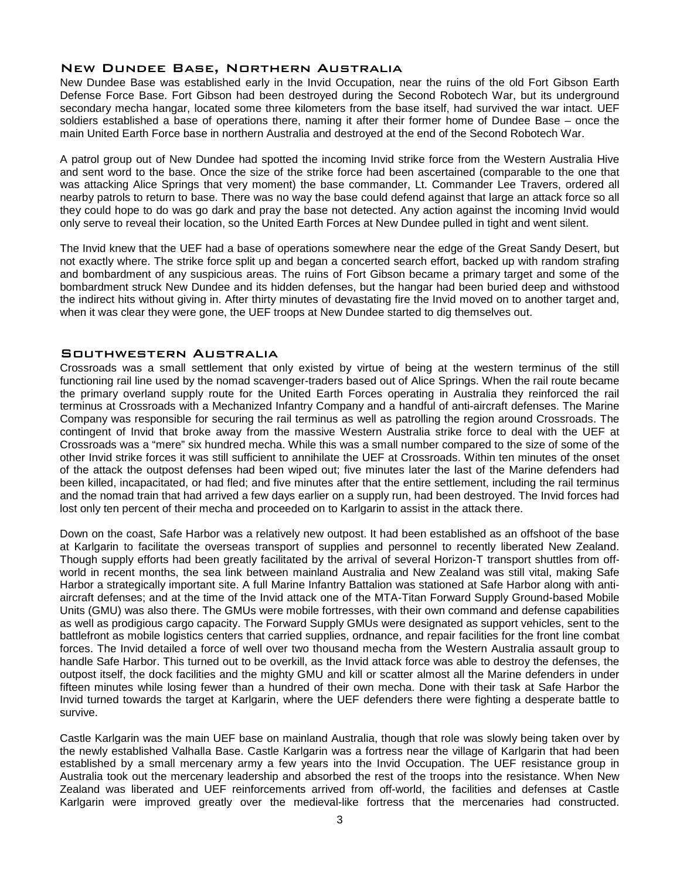## New Dundee Base, Northern Australia

New Dundee Base was established early in the Invid Occupation, near the ruins of the old Fort Gibson Earth Defense Force Base. Fort Gibson had been destroyed during the Second Robotech War, but its underground secondary mecha hangar, located some three kilometers from the base itself, had survived the war intact. UEF soldiers established a base of operations there, naming it after their former home of Dundee Base – once the main United Earth Force base in northern Australia and destroyed at the end of the Second Robotech War.

A patrol group out of New Dundee had spotted the incoming Invid strike force from the Western Australia Hive and sent word to the base. Once the size of the strike force had been ascertained (comparable to the one that was attacking Alice Springs that very moment) the base commander, Lt. Commander Lee Travers, ordered all nearby patrols to return to base. There was no way the base could defend against that large an attack force so all they could hope to do was go dark and pray the base not detected. Any action against the incoming Invid would only serve to reveal their location, so the United Earth Forces at New Dundee pulled in tight and went silent.

The Invid knew that the UEF had a base of operations somewhere near the edge of the Great Sandy Desert, but not exactly where. The strike force split up and began a concerted search effort, backed up with random strafing and bombardment of any suspicious areas. The ruins of Fort Gibson became a primary target and some of the bombardment struck New Dundee and its hidden defenses, but the hangar had been buried deep and withstood the indirect hits without giving in. After thirty minutes of devastating fire the Invid moved on to another target and, when it was clear they were gone, the UEF troops at New Dundee started to dig themselves out.

## Southwestern Australia

Crossroads was a small settlement that only existed by virtue of being at the western terminus of the still functioning rail line used by the nomad scavenger-traders based out of Alice Springs. When the rail route became the primary overland supply route for the United Earth Forces operating in Australia they reinforced the rail terminus at Crossroads with a Mechanized Infantry Company and a handful of anti-aircraft defenses. The Marine Company was responsible for securing the rail terminus as well as patrolling the region around Crossroads. The contingent of Invid that broke away from the massive Western Australia strike force to deal with the UEF at Crossroads was a "mere" six hundred mecha. While this was a small number compared to the size of some of the other Invid strike forces it was still sufficient to annihilate the UEF at Crossroads. Within ten minutes of the onset of the attack the outpost defenses had been wiped out; five minutes later the last of the Marine defenders had been killed, incapacitated, or had fled; and five minutes after that the entire settlement, including the rail terminus and the nomad train that had arrived a few days earlier on a supply run, had been destroyed. The Invid forces had lost only ten percent of their mecha and proceeded on to Karlgarin to assist in the attack there.

Down on the coast, Safe Harbor was a relatively new outpost. It had been established as an offshoot of the base at Karlgarin to facilitate the overseas transport of supplies and personnel to recently liberated New Zealand. Though supply efforts had been greatly facilitated by the arrival of several Horizon-T transport shuttles from off-world in recent months, the sea link between mainland Australia and New Zealand was still vital, making Safe Harbor a strategically important site. A full Marine Infantry Battalion was stationed at Safe Harbor along with anti-aircraft defenses; and at the time of the Invid attack one of the MTA-Titan Forward Supply Ground-based Mobile Units (GMU) was also there. The GMUs were mobile fortresses, with their own command and defense capabilities as well as prodigious cargo capacity. The Forward Supply GMUs were designated as support vehicles, sent to the battlefront as mobile logistics centers that carried supplies, ordnance, and repair facilities for the front line combat forces. The Invid detailed a force of well over two thousand mecha from the Western Australia assault group to handle Safe Harbor. This turned out to be overkill, as the Invid attack force was able to destroy the defenses, the outpost itself, the dock facilities and the mighty GMU and kill or scatter almost all the Marine defenders in under fifteen minutes while losing fewer than a hundred of their own mecha. Done with their task at Safe Harbor the Invid turned towards the target at Karlgarin, where the UEF defenders there were fighting a desperate battle to survive.

Castle Karlgarin was the main UEF base on mainland Australia, though that role was slowly being taken over by the newly established Valhalla Base. Castle Karlgarin was a fortress near the village of Karlgarin that had been established by a small mercenary army a few years into the Invid Occupation. The UEF resistance group in Australia took out the mercenary leadership and absorbed the rest of the troops into the resistance. When New Zealand was liberated and UEF reinforcements arrived from off-world, the facilities and defenses at Castle Karlgarin were improved greatly over the medieval-like fortress that the mercenaries had constructed.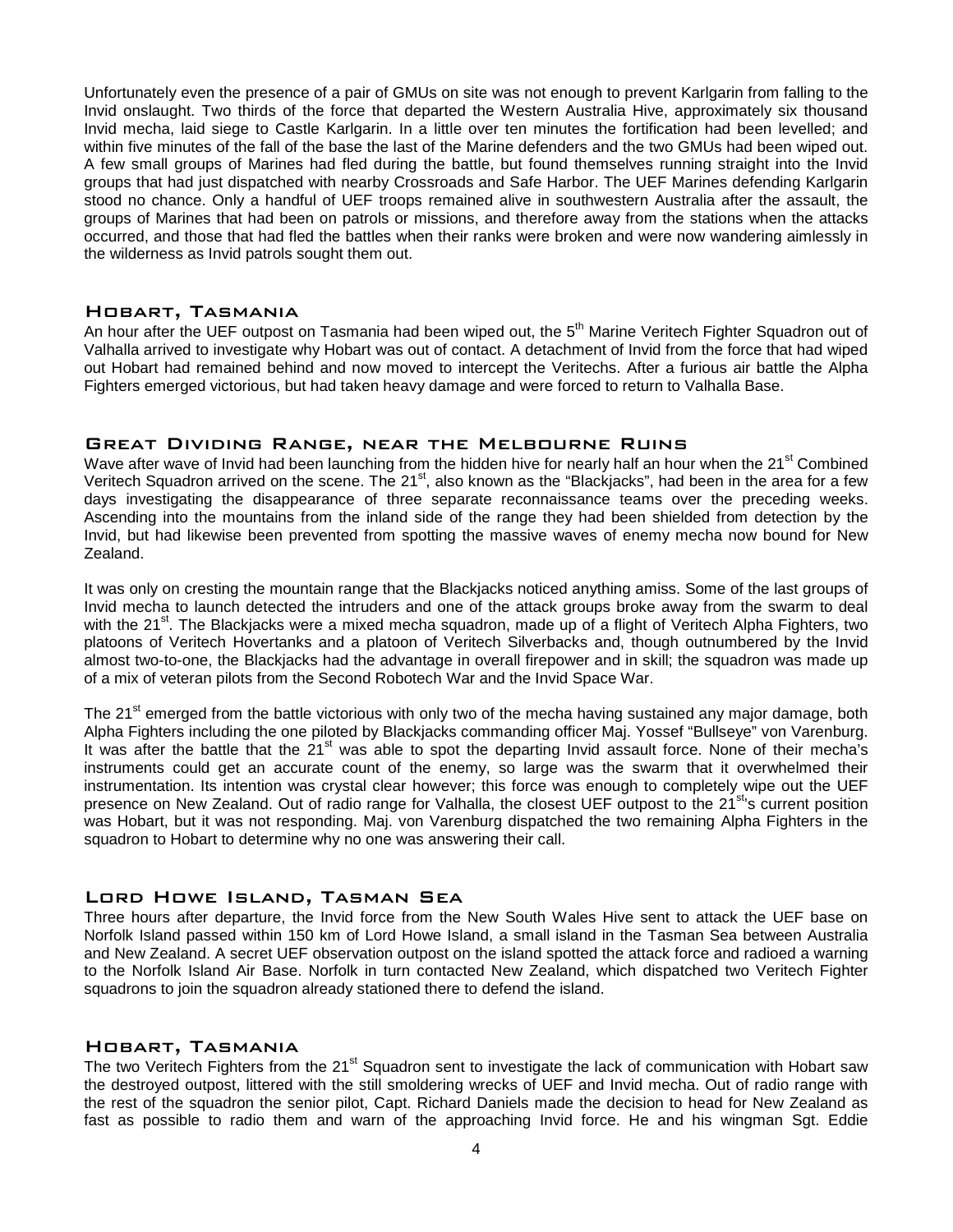Unfortunately even the presence of a pair of GMUs on site was not enough to prevent Karlgarin from falling to the Invid onslaught. Two thirds of the force that departed the Western Australia Hive, approximately six thousand Invid mecha, laid siege to Castle Karlgarin. In a little over ten minutes the fortification had been levelled; and within five minutes of the fall of the base the last of the Marine defenders and the two GMUs had been wiped out. A few small groups of Marines had fled during the battle, but found themselves running straight into the Invid groups that had just dispatched with nearby Crossroads and Safe Harbor. The UEF Marines defending Karlgarin stood no chance. Only a handful of UEF troops remained alive in southwestern Australia after the assault, the groups of Marines that had been on patrols or missions, and therefore away from the stations when the attacks occurred, and those that had fled the battles when their ranks were broken and were now wandering aimlessly in the wilderness as Invid patrols sought them out.

## Hobart, Tasmania

An hour after the UEF outpost on Tasmania had been wiped out, the 5th Marine Veritech Fighter Squadron out of Valhalla arrived to investigate why Hobart was out of contact. A detachment of Invid from the force that had wiped out Hobart had remained behind and now moved to intercept the Veritechs. After a furious air battle the Alpha Fighters emerged victorious, but had taken heavy damage and were forced to return to Valhalla Base.

## Great Dividing Range, near the Melbourne Ruins

Wave after wave of Invid had been launching from the hidden hive for nearly half an hour when the 21st Combined Veritech Squadron arrived on the scene. The 21st, also known as the "Blackjacks", had been in the area for a few days investigating the disappearance of three separate reconnaissance teams over the preceding weeks. Ascending into the mountains from the inland side of the range they had been shielded from detection by the Invid, but had likewise been prevented from spotting the massive waves of enemy mecha now bound for New Zealand.

It was only on cresting the mountain range that the Blackjacks noticed anything amiss. Some of the last groups of Invid mecha to launch detected the intruders and one of the attack groups broke away from the swarm to deal with the 21st. The Blackjacks were a mixed mecha squadron, made up of a flight of Veritech Alpha Fighters, two platoons of Veritech Hovertanks and a platoon of Veritech Silverbacks and, though outnumbered by the Invid almost two-to-one, the Blackjacks had the advantage in overall firepower and in skill; the squadron was made up of a mix of veteran pilots from the Second Robotech War and the Invid Space War.

The 21st emerged from the battle victorious with only two of the mecha having sustained any major damage, both Alpha Fighters including the one piloted by Blackjacks commanding officer Maj. Yossef "Bullseye" von Varenburg. It was after the battle that the 21st was able to spot the departing Invid assault force. None of their mecha's instruments could get an accurate count of the enemy, so large was the swarm that it overwhelmed their instrumentation. Its intention was crystal clear however; this force was enough to completely wipe out the UEF presence on New Zealand. Out of radio range for Valhalla, the closest UEF outpost to the 21st's current position was Hobart, but it was not responding. Maj. von Varenburg dispatched the two remaining Alpha Fighters in the squadron to Hobart to determine why no one was answering their call.

## Lord Howe Island, Tasman Sea

Three hours after departure, the Invid force from the New South Wales Hive sent to attack the UEF base on Norfolk Island passed within 150 km of Lord Howe Island, a small island in the Tasman Sea between Australia and New Zealand. A secret UEF observation outpost on the island spotted the attack force and radioed a warning to the Norfolk Island Air Base. Norfolk in turn contacted New Zealand, which dispatched two Veritech Fighter squadrons to join the squadron already stationed there to defend the island.

## Hobart, Tasmania

The two Veritech Fighters from the 21st Squadron sent to investigate the lack of communication with Hobart saw the destroyed outpost, littered with the still smoldering wrecks of UEF and Invid mecha. Out of radio range with the rest of the squadron the senior pilot, Capt. Richard Daniels made the decision to head for New Zealand as fast as possible to radio them and warn of the approaching Invid force. He and his wingman Sgt. Eddie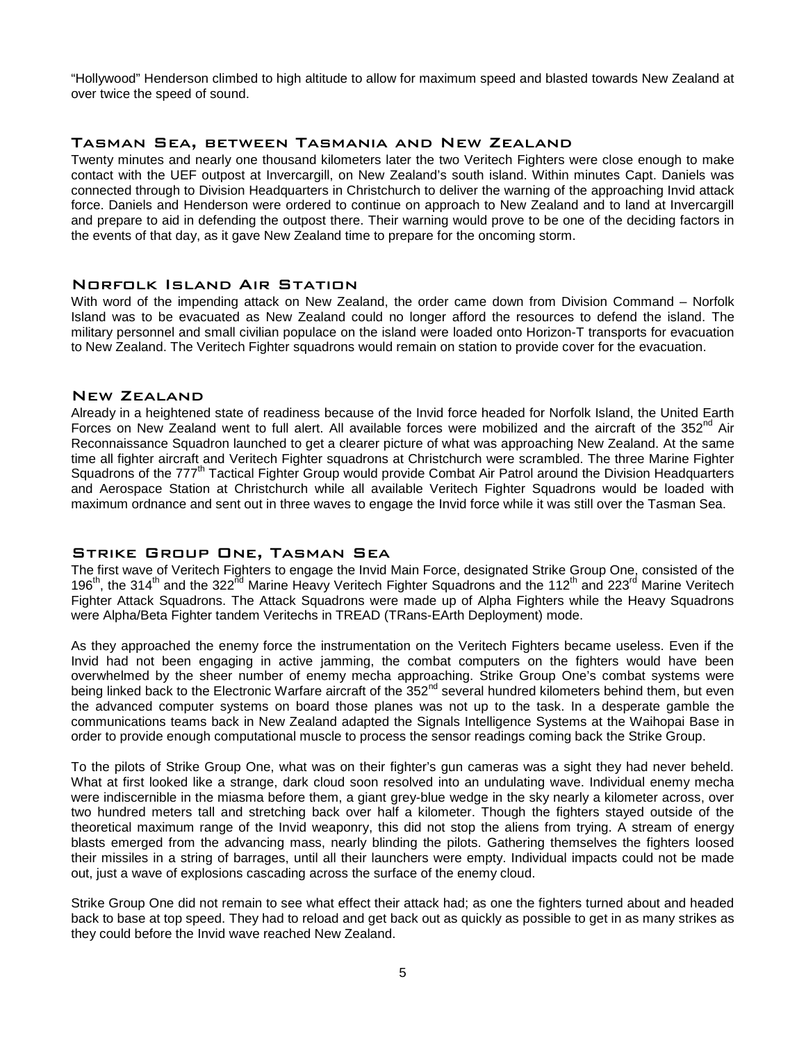"Hollywood" Henderson climbed to high altitude to allow for maximum speed and blasted towards New Zealand at over twice the speed of sound.

## Tasman Sea, between Tasmania and New Zealand

Twenty minutes and nearly one thousand kilometers later the two Veritech Fighters were close enough to make contact with the UEF outpost at Invercargill, on New Zealand's south island. Within minutes Capt. Daniels was connected through to Division Headquarters in Christchurch to deliver the warning of the approaching Invid attack force. Daniels and Henderson were ordered to continue on approach to New Zealand and to land at Invercargill and prepare to aid in defending the outpost there. Their warning would prove to be one of the deciding factors in the events of that day, as it gave New Zealand time to prepare for the oncoming storm.

## Norfolk Island Air Station

With word of the impending attack on New Zealand, the order came down from Division Command – Norfolk Island was to be evacuated as New Zealand could no longer afford the resources to defend the island. The military personnel and small civilian populace on the island were loaded onto Horizon-T transports for evacuation to New Zealand. The Veritech Fighter squadrons would remain on station to provide cover for the evacuation.

## New Zealand

Already in a heightened state of readiness because of the Invid force headed for Norfolk Island, the United Earth Forces on New Zealand went to full alert. All available forces were mobilized and the aircraft of the 352nd Air Reconnaissance Squadron launched to get a clearer picture of what was approaching New Zealand. At the same time all fighter aircraft and Veritech Fighter squadrons at Christchurch were scrambled. The three Marine Fighter Squadrons of the 777th Tactical Fighter Group would provide Combat Air Patrol around the Division Headquarters and Aerospace Station at Christchurch while all available Veritech Fighter Squadrons would be loaded with maximum ordnance and sent out in three waves to engage the Invid force while it was still over the Tasman Sea.

## Strike Group One, Tasman Sea

The first wave of Veritech Fighters to engage the Invid Main Force, designated Strike Group One, consisted of the 196th, the 314th and the 322nd Marine Heavy Veritech Fighter Squadrons and the 112th and 223rd Marine Veritech Fighter Attack Squadrons. The Attack Squadrons were made up of Alpha Fighters while the Heavy Squadrons were Alpha/Beta Fighter tandem Veritechs in TREAD (TRans-EArth Deployment) mode.

As they approached the enemy force the instrumentation on the Veritech Fighters became useless. Even if the Invid had not been engaging in active jamming, the combat computers on the fighters would have been overwhelmed by the sheer number of enemy mecha approaching. Strike Group One's combat systems were being linked back to the Electronic Warfare aircraft of the 352nd several hundred kilometers behind them, but even the advanced computer systems on board those planes was not up to the task. In a desperate gamble the communications teams back in New Zealand adapted the Signals Intelligence Systems at the Waihopai Base in order to provide enough computational muscle to process the sensor readings coming back the Strike Group.

To the pilots of Strike Group One, what was on their fighter's gun cameras was a sight they had never beheld. What at first looked like a strange, dark cloud soon resolved into an undulating wave. Individual enemy mecha were indiscernible in the miasma before them, a giant grey-blue wedge in the sky nearly a kilometer across, over two hundred meters tall and stretching back over half a kilometer. Though the fighters stayed outside of the theoretical maximum range of the Invid weaponry, this did not stop the aliens from trying. A stream of energy blasts emerged from the advancing mass, nearly blinding the pilots. Gathering themselves the fighters loosed their missiles in a string of barrages, until all their launchers were empty. Individual impacts could not be made out, just a wave of explosions cascading across the surface of the enemy cloud.

Strike Group One did not remain to see what effect their attack had; as one the fighters turned about and headed back to base at top speed. They had to reload and get back out as quickly as possible to get in as many strikes as they could before the Invid wave reached New Zealand.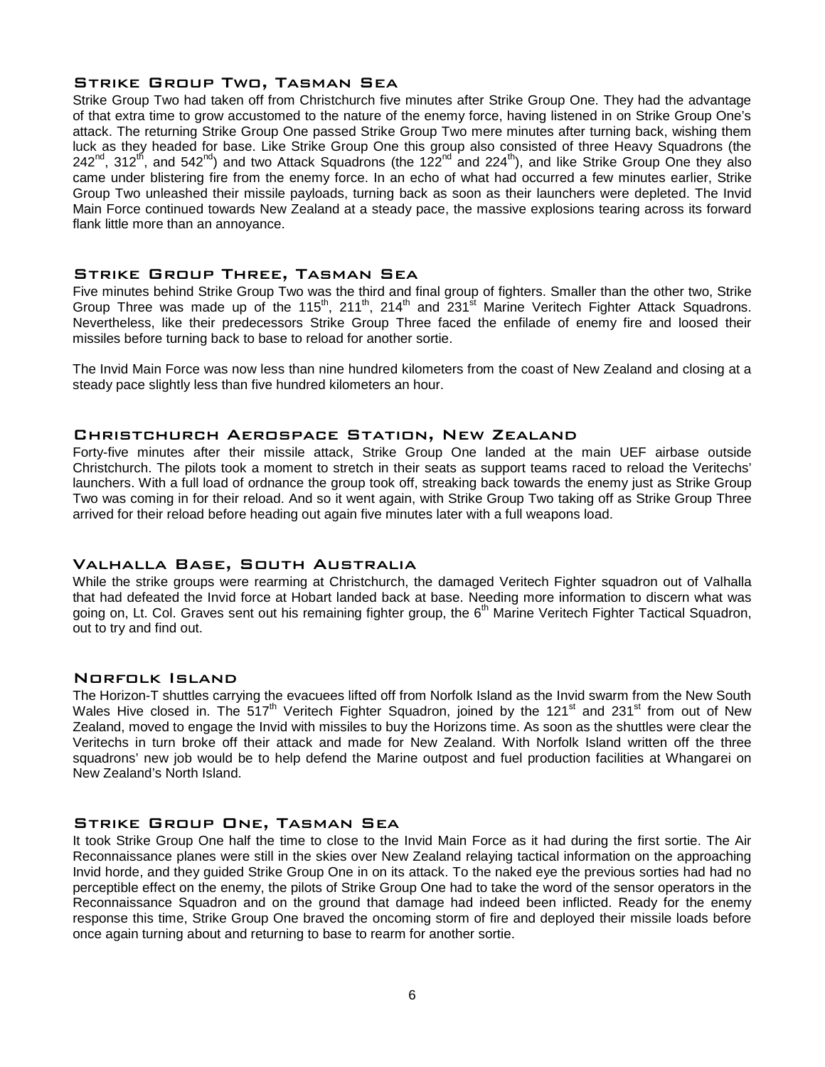## Strike Group Two, Tasman Sea

Strike Group Two had taken off from Christchurch five minutes after Strike Group One. They had the advantage of that extra time to grow accustomed to the nature of the enemy force, having listened in on Strike Group One's attack. The returning Strike Group One passed Strike Group Two mere minutes after turning back, wishing them luck as they headed for base. Like Strike Group One this group also consisted of three Heavy Squadrons (the 242nd, 312th, and 542nd) and two Attack Squadrons (the 122nd and 224th), and like Strike Group One they also came under blistering fire from the enemy force. In an echo of what had occurred a few minutes earlier, Strike Group Two unleashed their missile payloads, turning back as soon as their launchers were depleted. The Invid Main Force continued towards New Zealand at a steady pace, the massive explosions tearing across its forward flank little more than an annoyance.

## Strike Group Three, Tasman Sea

Five minutes behind Strike Group Two was the third and final group of fighters. Smaller than the other two, Strike Group Three was made up of the 115th, 211th, 214th and 231st Marine Veritech Fighter Attack Squadrons. Nevertheless, like their predecessors Strike Group Three faced the enfilade of enemy fire and loosed their missiles before turning back to base to reload for another sortie.

The Invid Main Force was now less than nine hundred kilometers from the coast of New Zealand and closing at a steady pace slightly less than five hundred kilometers an hour.

## Christchurch Aerospace Station, New Zealand

Forty-five minutes after their missile attack, Strike Group One landed at the main UEF airbase outside Christchurch. The pilots took a moment to stretch in their seats as support teams raced to reload the Veritechs' launchers. With a full load of ordnance the group took off, streaking back towards the enemy just as Strike Group Two was coming in for their reload. And so it went again, with Strike Group Two taking off as Strike Group Three arrived for their reload before heading out again five minutes later with a full weapons load.

## Valhalla Base, South Australia

While the strike groups were rearming at Christchurch, the damaged Veritech Fighter squadron out of Valhalla that had defeated the Invid force at Hobart landed back at base. Needing more information to discern what was going on, Lt. Col. Graves sent out his remaining fighter group, the 6th Marine Veritech Fighter Tactical Squadron, out to try and find out.

## Norfolk Island

The Horizon-T shuttles carrying the evacuees lifted off from Norfolk Island as the Invid swarm from the New South Wales Hive closed in. The 517th Veritech Fighter Squadron, joined by the 121st and 231st from out of New Zealand, moved to engage the Invid with missiles to buy the Horizons time. As soon as the shuttles were clear the Veritechs in turn broke off their attack and made for New Zealand. With Norfolk Island written off the three squadrons' new job would be to help defend the Marine outpost and fuel production facilities at Whangarei on New Zealand's North Island.

## Strike Group One, Tasman Sea

It took Strike Group One half the time to close to the Invid Main Force as it had during the first sortie. The Air Reconnaissance planes were still in the skies over New Zealand relaying tactical information on the approaching Invid horde, and they guided Strike Group One in on its attack. To the naked eye the previous sorties had had no perceptible effect on the enemy, the pilots of Strike Group One had to take the word of the sensor operators in the Reconnaissance Squadron and on the ground that damage had indeed been inflicted. Ready for the enemy response this time, Strike Group One braved the oncoming storm of fire and deployed their missile loads before once again turning about and returning to base to rearm for another sortie.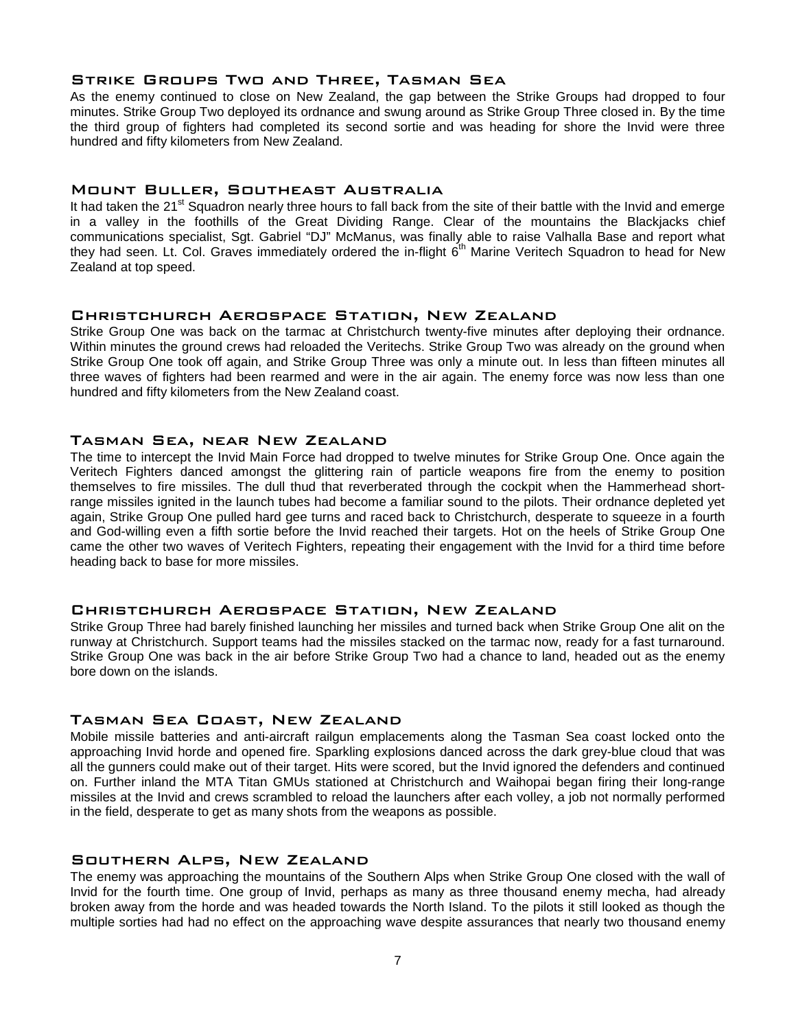### Strike Groups Two and Three, Tasman Sea

As the enemy continued to close on New Zealand, the gap between the Strike Groups had dropped to four minutes. Strike Group Two deployed its ordnance and swung around as Strike Group Three closed in. By the time the third group of fighters had completed its second sortie and was heading for shore the Invid were three hundred and fifty kilometers from New Zealand.

### Mount Buller, Southeast Australia

It had taken the 21st Squadron nearly three hours to fall back from the site of their battle with the Invid and emerge in a valley in the foothills of the Great Dividing Range. Clear of the mountains the Blackjacks chief communications specialist, Sgt. Gabriel "DJ" McManus, was finally able to raise Valhalla Base and report what they had seen. Lt. Col. Graves immediately ordered the in-flight 6th Marine Veritech Squadron to head for New Zealand at top speed.

### Christchurch Aerospace Station, New Zealand

Strike Group One was back on the tarmac at Christchurch twenty-five minutes after deploying their ordnance. Within minutes the ground crews had reloaded the Veritechs. Strike Group Two was already on the ground when Strike Group One took off again, and Strike Group Three was only a minute out. In less than fifteen minutes all three waves of fighters had been rearmed and were in the air again. The enemy force was now less than one hundred and fifty kilometers from the New Zealand coast.

### Tasman Sea, near New Zealand

The time to intercept the Invid Main Force had dropped to twelve minutes for Strike Group One. Once again the Veritech Fighters danced amongst the glittering rain of particle weapons fire from the enemy to position themselves to fire missiles. The dull thud that reverberated through the cockpit when the Hammerhead short-range missiles ignited in the launch tubes had become a familiar sound to the pilots. Their ordnance depleted yet again, Strike Group One pulled hard gee turns and raced back to Christchurch, desperate to squeeze in a fourth and God-willing even a fifth sortie before the Invid reached their targets. Hot on the heels of Strike Group One came the other two waves of Veritech Fighters, repeating their engagement with the Invid for a third time before heading back to base for more missiles.

### Christchurch Aerospace Station, New Zealand

Strike Group Three had barely finished launching her missiles and turned back when Strike Group One alit on the runway at Christchurch. Support teams had the missiles stacked on the tarmac now, ready for a fast turnaround. Strike Group One was back in the air before Strike Group Two had a chance to land, headed out as the enemy bore down on the islands.

### Tasman Sea Coast, New Zealand

Mobile missile batteries and anti-aircraft railgun emplacements along the Tasman Sea coast locked onto the approaching Invid horde and opened fire. Sparkling explosions danced across the dark grey-blue cloud that was all the gunners could make out of their target. Hits were scored, but the Invid ignored the defenders and continued on. Further inland the MTA Titan GMUs stationed at Christchurch and Waihopai began firing their long-range missiles at the Invid and crews scrambled to reload the launchers after each volley, a job not normally performed in the field, desperate to get as many shots from the weapons as possible.

### Southern Alps, New Zealand

The enemy was approaching the mountains of the Southern Alps when Strike Group One closed with the wall of Invid for the fourth time. One group of Invid, perhaps as many as three thousand enemy mecha, had already broken away from the horde and was headed towards the North Island. To the pilots it still looked as though the multiple sorties had had no effect on the approaching wave despite assurances that nearly two thousand enemy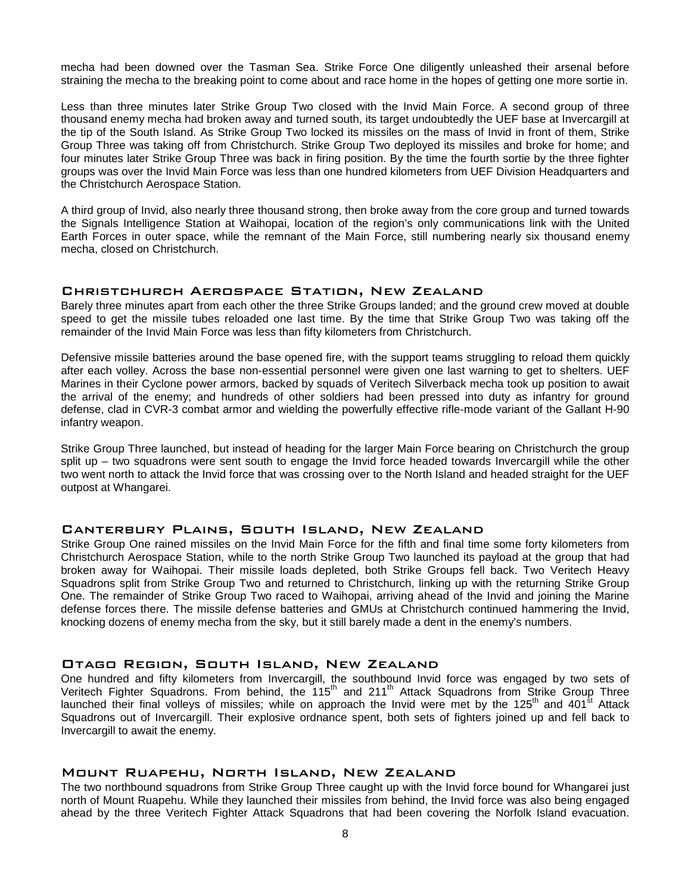mecha had been downed over the Tasman Sea. Strike Force One diligently unleashed their arsenal before straining the mecha to the breaking point to come about and race home in the hopes of getting one more sortie in.

Less than three minutes later Strike Group Two closed with the Invid Main Force. A second group of three thousand enemy mecha had broken away and turned south, its target undoubtedly the UEF base at Invercargill at the tip of the South Island. As Strike Group Two locked its missiles on the mass of Invid in front of them, Strike Group Three was taking off from Christchurch. Strike Group Two deployed its missiles and broke for home; and four minutes later Strike Group Three was back in firing position. By the time the fourth sortie by the three fighter groups was over the Invid Main Force was less than one hundred kilometers from UEF Division Headquarters and the Christchurch Aerospace Station.

A third group of Invid, also nearly three thousand strong, then broke away from the core group and turned towards the Signals Intelligence Station at Waihopai, location of the region's only communications link with the United Earth Forces in outer space, while the remnant of the Main Force, still numbering nearly six thousand enemy mecha, closed on Christchurch.

## Christchurch Aerospace Station, New Zealand

Barely three minutes apart from each other the three Strike Groups landed; and the ground crew moved at double speed to get the missile tubes reloaded one last time. By the time that Strike Group Two was taking off the remainder of the Invid Main Force was less than fifty kilometers from Christchurch.

Defensive missile batteries around the base opened fire, with the support teams struggling to reload them quickly after each volley. Across the base non-essential personnel were given one last warning to get to shelters. UEF Marines in their Cyclone power armors, backed by squads of Veritech Silverback mecha took up position to await the arrival of the enemy; and hundreds of other soldiers had been pressed into duty as infantry for ground defense, clad in CVR-3 combat armor and wielding the powerfully effective rifle-mode variant of the Gallant H-90 infantry weapon.

Strike Group Three launched, but instead of heading for the larger Main Force bearing on Christchurch the group split up – two squadrons were sent south to engage the Invid force headed towards Invercargill while the other two went north to attack the Invid force that was crossing over to the North Island and headed straight for the UEF outpost at Whangarei.

## Canterbury Plains, South Island, New Zealand

Strike Group One rained missiles on the Invid Main Force for the fifth and final time some forty kilometers from Christchurch Aerospace Station, while to the north Strike Group Two launched its payload at the group that had broken away for Waihopai. Their missile loads depleted, both Strike Groups fell back. Two Veritech Heavy Squadrons split from Strike Group Two and returned to Christchurch, linking up with the returning Strike Group One. The remainder of Strike Group Two raced to Waihopai, arriving ahead of the Invid and joining the Marine defense forces there. The missile defense batteries and GMUs at Christchurch continued hammering the Invid, knocking dozens of enemy mecha from the sky, but it still barely made a dent in the enemy's numbers.

## Otago Region, South Island, New Zealand

One hundred and fifty kilometers from Invercargill, the southbound Invid force was engaged by two sets of Veritech Fighter Squadrons. From behind, the 115th and 211th Attack Squadrons from Strike Group Three launched their final volleys of missiles; while on approach the Invid were met by the 125th and 401st Attack Squadrons out of Invercargill. Their explosive ordnance spent, both sets of fighters joined up and fell back to Invercargill to await the enemy.

## Mount Ruapehu, North Island, New Zealand

The two northbound squadrons from Strike Group Three caught up with the Invid force bound for Whangarei just north of Mount Ruapehu. While they launched their missiles from behind, the Invid force was also being engaged ahead by the three Veritech Fighter Attack Squadrons that had been covering the Norfolk Island evacuation.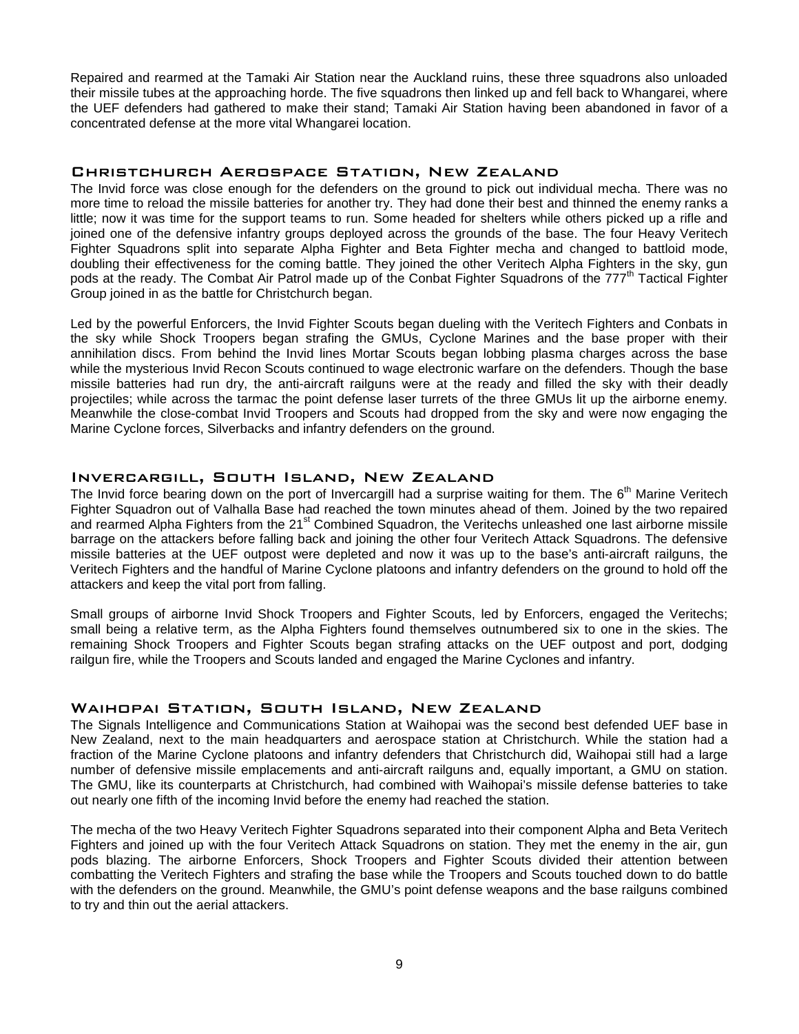Repaired and rearmed at the Tamaki Air Station near the Auckland ruins, these three squadrons also unloaded their missile tubes at the approaching horde. The five squadrons then linked up and fell back to Whangarei, where the UEF defenders had gathered to make their stand; Tamaki Air Station having been abandoned in favor of a concentrated defense at the more vital Whangarei location.

## Christchurch Aerospace Station, New Zealand

The Invid force was close enough for the defenders on the ground to pick out individual mecha. There was no more time to reload the missile batteries for another try. They had done their best and thinned the enemy ranks a little; now it was time for the support teams to run. Some headed for shelters while others picked up a rifle and joined one of the defensive infantry groups deployed across the grounds of the base. The four Heavy Veritech Fighter Squadrons split into separate Alpha Fighter and Beta Fighter mecha and changed to battloid mode, doubling their effectiveness for the coming battle. They joined the other Veritech Alpha Fighters in the sky, gun pods at the ready. The Combat Air Patrol made up of the Conbat Fighter Squadrons of the 777th Tactical Fighter Group joined in as the battle for Christchurch began.

Led by the powerful Enforcers, the Invid Fighter Scouts began dueling with the Veritech Fighters and Conbats in the sky while Shock Troopers began strafing the GMUs, Cyclone Marines and the base proper with their annihilation discs. From behind the Invid lines Mortar Scouts began lobbing plasma charges across the base while the mysterious Invid Recon Scouts continued to wage electronic warfare on the defenders. Though the base missile batteries had run dry, the anti-aircraft railguns were at the ready and filled the sky with their deadly projectiles; while across the tarmac the point defense laser turrets of the three GMUs lit up the airborne enemy. Meanwhile the close-combat Invid Troopers and Scouts had dropped from the sky and were now engaging the Marine Cyclone forces, Silverbacks and infantry defenders on the ground.

## Invercargill, South Island, New Zealand

The Invid force bearing down on the port of Invercargill had a surprise waiting for them. The 6th Marine Veritech Fighter Squadron out of Valhalla Base had reached the town minutes ahead of them. Joined by the two repaired and rearmed Alpha Fighters from the 21st Combined Squadron, the Veritechs unleashed one last airborne missile barrage on the attackers before falling back and joining the other four Veritech Attack Squadrons. The defensive missile batteries at the UEF outpost were depleted and now it was up to the base's anti-aircraft railguns, the Veritech Fighters and the handful of Marine Cyclone platoons and infantry defenders on the ground to hold off the attackers and keep the vital port from falling.

Small groups of airborne Invid Shock Troopers and Fighter Scouts, led by Enforcers, engaged the Veritechs; small being a relative term, as the Alpha Fighters found themselves outnumbered six to one in the skies. The remaining Shock Troopers and Fighter Scouts began strafing attacks on the UEF outpost and port, dodging railgun fire, while the Troopers and Scouts landed and engaged the Marine Cyclones and infantry.

## Waihopai Station, South Island, New Zealand

The Signals Intelligence and Communications Station at Waihopai was the second best defended UEF base in New Zealand, next to the main headquarters and aerospace station at Christchurch. While the station had a fraction of the Marine Cyclone platoons and infantry defenders that Christchurch did, Waihopai still had a large number of defensive missile emplacements and anti-aircraft railguns and, equally important, a GMU on station. The GMU, like its counterparts at Christchurch, had combined with Waihopai's missile defense batteries to take out nearly one fifth of the incoming Invid before the enemy had reached the station.

The mecha of the two Heavy Veritech Fighter Squadrons separated into their component Alpha and Beta Veritech Fighters and joined up with the four Veritech Attack Squadrons on station. They met the enemy in the air, gun pods blazing. The airborne Enforcers, Shock Troopers and Fighter Scouts divided their attention between combatting the Veritech Fighters and strafing the base while the Troopers and Scouts touched down to do battle with the defenders on the ground. Meanwhile, the GMU's point defense weapons and the base railguns combined to try and thin out the aerial attackers.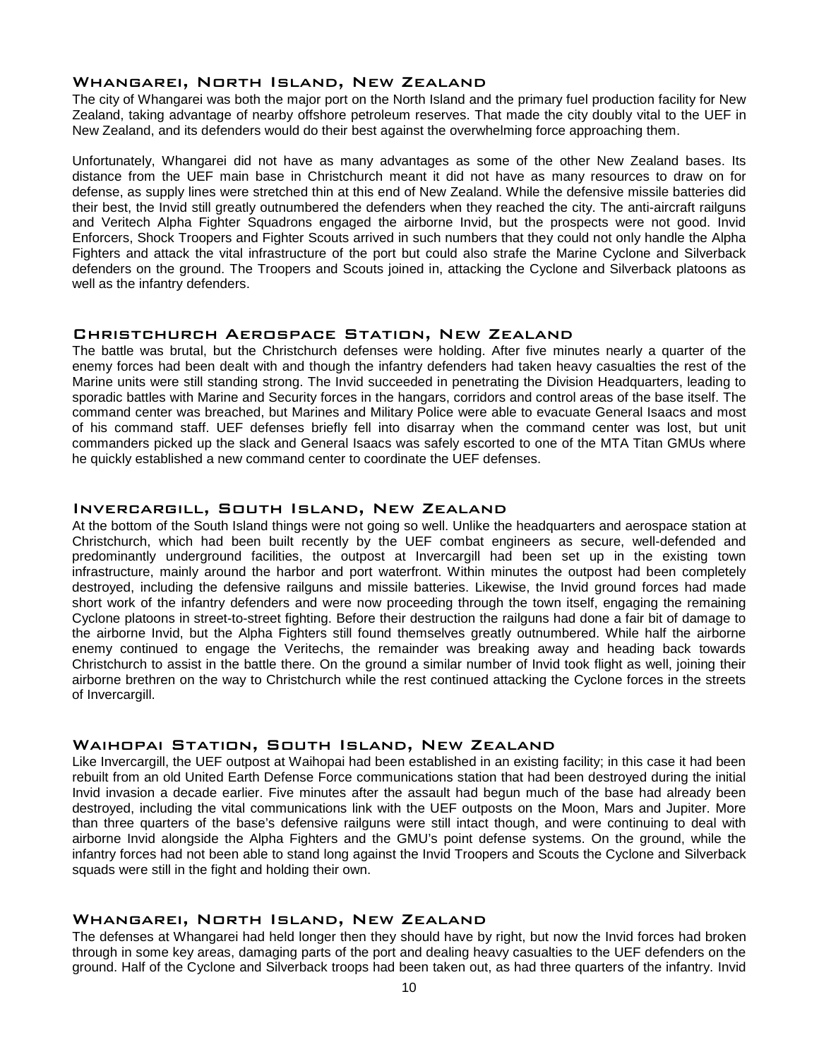## Whangarei, North Island, New Zealand

The city of Whangarei was both the major port on the North Island and the primary fuel production facility for New Zealand, taking advantage of nearby offshore petroleum reserves. That made the city doubly vital to the UEF in New Zealand, and its defenders would do their best against the overwhelming force approaching them.

Unfortunately, Whangarei did not have as many advantages as some of the other New Zealand bases. Its distance from the UEF main base in Christchurch meant it did not have as many resources to draw on for defense, as supply lines were stretched thin at this end of New Zealand. While the defensive missile batteries did their best, the Invid still greatly outnumbered the defenders when they reached the city. The anti-aircraft railguns and Veritech Alpha Fighter Squadrons engaged the airborne Invid, but the prospects were not good. Invid Enforcers, Shock Troopers and Fighter Scouts arrived in such numbers that they could not only handle the Alpha Fighters and attack the vital infrastructure of the port but could also strafe the Marine Cyclone and Silverback defenders on the ground. The Troopers and Scouts joined in, attacking the Cyclone and Silverback platoons as well as the infantry defenders.

## Christchurch Aerospace Station, New Zealand

The battle was brutal, but the Christchurch defenses were holding. After five minutes nearly a quarter of the enemy forces had been dealt with and though the infantry defenders had taken heavy casualties the rest of the Marine units were still standing strong. The Invid succeeded in penetrating the Division Headquarters, leading to sporadic battles with Marine and Security forces in the hangars, corridors and control areas of the base itself. The command center was breached, but Marines and Military Police were able to evacuate General Isaacs and most of his command staff. UEF defenses briefly fell into disarray when the command center was lost, but unit commanders picked up the slack and General Isaacs was safely escorted to one of the MTA Titan GMUs where he quickly established a new command center to coordinate the UEF defenses.

## Invercargill, South Island, New Zealand

At the bottom of the South Island things were not going so well. Unlike the headquarters and aerospace station at Christchurch, which had been built recently by the UEF combat engineers as secure, well-defended and predominantly underground facilities, the outpost at Invercargill had been set up in the existing town infrastructure, mainly around the harbor and port waterfront. Within minutes the outpost had been completely destroyed, including the defensive railguns and missile batteries. Likewise, the Invid ground forces had made short work of the infantry defenders and were now proceeding through the town itself, engaging the remaining Cyclone platoons in street-to-street fighting. Before their destruction the railguns had done a fair bit of damage to the airborne Invid, but the Alpha Fighters still found themselves greatly outnumbered. While half the airborne enemy continued to engage the Veritechs, the remainder was breaking away and heading back towards Christchurch to assist in the battle there. On the ground a similar number of Invid took flight as well, joining their airborne brethren on the way to Christchurch while the rest continued attacking the Cyclone forces in the streets of Invercargill.

## Waihopai Station, South Island, New Zealand

Like Invercargill, the UEF outpost at Waihopai had been established in an existing facility; in this case it had been rebuilt from an old United Earth Defense Force communications station that had been destroyed during the initial Invid invasion a decade earlier. Five minutes after the assault had begun much of the base had already been destroyed, including the vital communications link with the UEF outposts on the Moon, Mars and Jupiter. More than three quarters of the base's defensive railguns were still intact though, and were continuing to deal with airborne Invid alongside the Alpha Fighters and the GMU's point defense systems. On the ground, while the infantry forces had not been able to stand long against the Invid Troopers and Scouts the Cyclone and Silverback squads were still in the fight and holding their own.

## Whangarei, North Island, New Zealand

The defenses at Whangarei had held longer then they should have by right, but now the Invid forces had broken through in some key areas, damaging parts of the port and dealing heavy casualties to the UEF defenders on the ground. Half of the Cyclone and Silverback troops had been taken out, as had three quarters of the infantry. Invid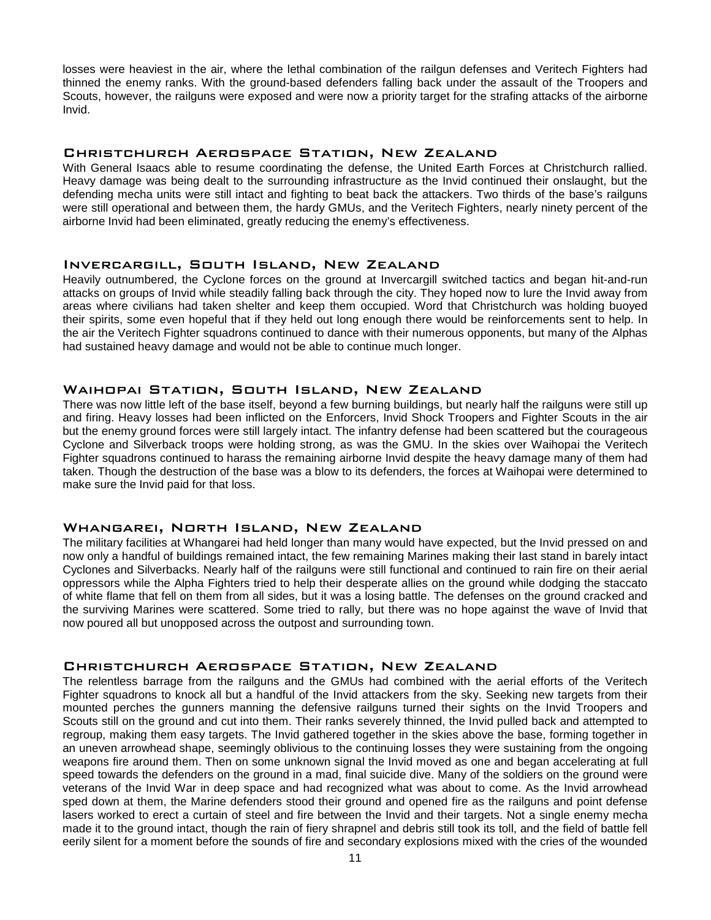losses were heaviest in the air, where the lethal combination of the railgun defenses and Veritech Fighters had thinned the enemy ranks. With the ground-based defenders falling back under the assault of the Troopers and Scouts, however, the railguns were exposed and were now a priority target for the strafing attacks of the airborne Invid.

## Christchurch Aerospace Station, New Zealand

With General Isaacs able to resume coordinating the defense, the United Earth Forces at Christchurch rallied. Heavy damage was being dealt to the surrounding infrastructure as the Invid continued their onslaught, but the defending mecha units were still intact and fighting to beat back the attackers. Two thirds of the base's railguns were still operational and between them, the hardy GMUs, and the Veritech Fighters, nearly ninety percent of the airborne Invid had been eliminated, greatly reducing the enemy's effectiveness.

## Invercargill, South Island, New Zealand

Heavily outnumbered, the Cyclone forces on the ground at Invercargill switched tactics and began hit-and-run attacks on groups of Invid while steadily falling back through the city. They hoped now to lure the Invid away from areas where civilians had taken shelter and keep them occupied. Word that Christchurch was holding buoyed their spirits, some even hopeful that if they held out long enough there would be reinforcements sent to help. In the air the Veritech Fighter squadrons continued to dance with their numerous opponents, but many of the Alphas had sustained heavy damage and would not be able to continue much longer.

## Waihopai Station, South Island, New Zealand

There was now little left of the base itself, beyond a few burning buildings, but nearly half the railguns were still up and firing. Heavy losses had been inflicted on the Enforcers, Invid Shock Troopers and Fighter Scouts in the air but the enemy ground forces were still largely intact. The infantry defense had been scattered but the courageous Cyclone and Silverback troops were holding strong, as was the GMU. In the skies over Waihopai the Veritech Fighter squadrons continued to harass the remaining airborne Invid despite the heavy damage many of them had taken. Though the destruction of the base was a blow to its defenders, the forces at Waihopai were determined to make sure the Invid paid for that loss.

## Whangarei, North Island, New Zealand

The military facilities at Whangarei had held longer than many would have expected, but the Invid pressed on and now only a handful of buildings remained intact, the few remaining Marines making their last stand in barely intact Cyclones and Silverbacks. Nearly half of the railguns were still functional and continued to rain fire on their aerial oppressors while the Alpha Fighters tried to help their desperate allies on the ground while dodging the staccato of white flame that fell on them from all sides, but it was a losing battle. The defenses on the ground cracked and the surviving Marines were scattered. Some tried to rally, but there was no hope against the wave of Invid that now poured all but unopposed across the outpost and surrounding town.

## Christchurch Aerospace Station, New Zealand

The relentless barrage from the railguns and the GMUs had combined with the aerial efforts of the Veritech Fighter squadrons to knock all but a handful of the Invid attackers from the sky. Seeking new targets from their mounted perches the gunners manning the defensive railguns turned their sights on the Invid Troopers and Scouts still on the ground and cut into them. Their ranks severely thinned, the Invid pulled back and attempted to regroup, making them easy targets. The Invid gathered together in the skies above the base, forming together in an uneven arrowhead shape, seemingly oblivious to the continuing losses they were sustaining from the ongoing weapons fire around them. Then on some unknown signal the Invid moved as one and began accelerating at full speed towards the defenders on the ground in a mad, final suicide dive. Many of the soldiers on the ground were veterans of the Invid War in deep space and had recognized what was about to come. As the Invid arrowhead sped down at them, the Marine defenders stood their ground and opened fire as the railguns and point defense lasers worked to erect a curtain of steel and fire between the Invid and their targets. Not a single enemy mecha made it to the ground intact, though the rain of fiery shrapnel and debris still took its toll, and the field of battle fell eerily silent for a moment before the sounds of fire and secondary explosions mixed with the cries of the wounded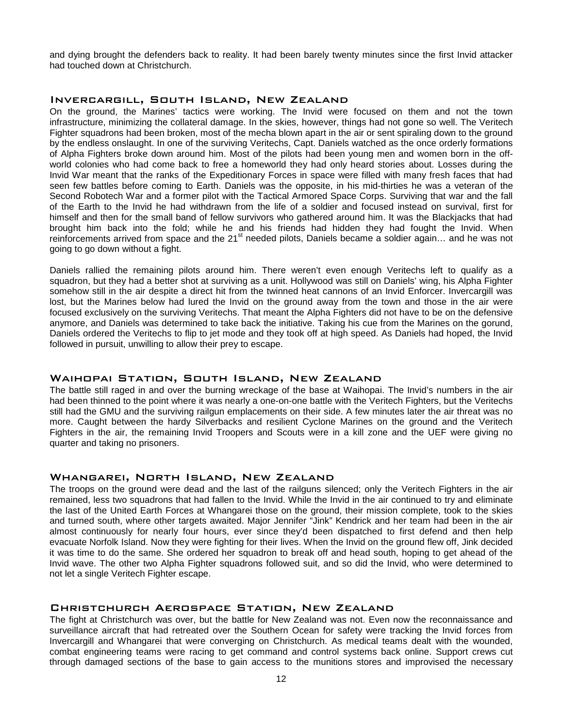and dying brought the defenders back to reality. It had been barely twenty minutes since the first Invid attacker had touched down at Christchurch.

## Invercargill, South Island, New Zealand

On the ground, the Marines' tactics were working. The Invid were focused on them and not the town infrastructure, minimizing the collateral damage. In the skies, however, things had not gone so well. The Veritech Fighter squadrons had been broken, most of the mecha blown apart in the air or sent spiraling down to the ground by the endless onslaught. In one of the surviving Veritechs, Capt. Daniels watched as the once orderly formations of Alpha Fighters broke down around him. Most of the pilots had been young men and women born in the off-world colonies who had come back to free a homeworld they had only heard stories about. Losses during the Invid War meant that the ranks of the Expeditionary Forces in space were filled with many fresh faces that had seen few battles before coming to Earth. Daniels was the opposite, in his mid-thirties he was a veteran of the Second Robotech War and a former pilot with the Tactical Armored Space Corps. Surviving that war and the fall of the Earth to the Invid he had withdrawn from the life of a soldier and focused instead on survival, first for himself and then for the small band of fellow survivors who gathered around him. It was the Blackjacks that had brought him back into the fold; while he and his friends had hidden they had fought the Invid. When reinforcements arrived from space and the 21st needed pilots, Daniels became a soldier again… and he was not going to go down without a fight.

Daniels rallied the remaining pilots around him. There weren't even enough Veritechs left to qualify as a squadron, but they had a better shot at surviving as a unit. Hollywood was still on Daniels' wing, his Alpha Fighter somehow still in the air despite a direct hit from the twinned heat cannons of an Invid Enforcer. Invercargill was lost, but the Marines below had lured the Invid on the ground away from the town and those in the air were focused exclusively on the surviving Veritechs. That meant the Alpha Fighters did not have to be on the defensive anymore, and Daniels was determined to take back the initiative. Taking his cue from the Marines on the gorund, Daniels ordered the Veritechs to flip to jet mode and they took off at high speed. As Daniels had hoped, the Invid followed in pursuit, unwilling to allow their prey to escape.

## Waihopai Station, South Island, New Zealand

The battle still raged in and over the burning wreckage of the base at Waihopai. The Invid's numbers in the air had been thinned to the point where it was nearly a one-on-one battle with the Veritech Fighters, but the Veritechs still had the GMU and the surviving railgun emplacements on their side. A few minutes later the air threat was no more. Caught between the hardy Silverbacks and resilient Cyclone Marines on the ground and the Veritech Fighters in the air, the remaining Invid Troopers and Scouts were in a kill zone and the UEF were giving no quarter and taking no prisoners.

## Whangarei, North Island, New Zealand

The troops on the ground were dead and the last of the railguns silenced; only the Veritech Fighters in the air remained, less two squadrons that had fallen to the Invid. While the Invid in the air continued to try and eliminate the last of the United Earth Forces at Whangarei those on the ground, their mission complete, took to the skies and turned south, where other targets awaited. Major Jennifer "Jink" Kendrick and her team had been in the air almost continuously for nearly four hours, ever since they'd been dispatched to first defend and then help evacuate Norfolk Island. Now they were fighting for their lives. When the Invid on the ground flew off, Jink decided it was time to do the same. She ordered her squadron to break off and head south, hoping to get ahead of the Invid wave. The other two Alpha Fighter squadrons followed suit, and so did the Invid, who were determined to not let a single Veritech Fighter escape.

## Christchurch Aerospace Station, New Zealand

The fight at Christchurch was over, but the battle for New Zealand was not. Even now the reconnaissance and surveillance aircraft that had retreated over the Southern Ocean for safety were tracking the Invid forces from Invercargill and Whangarei that were converging on Christchurch. As medical teams dealt with the wounded, combat engineering teams were racing to get command and control systems back online. Support crews cut through damaged sections of the base to gain access to the munitions stores and improvised the necessary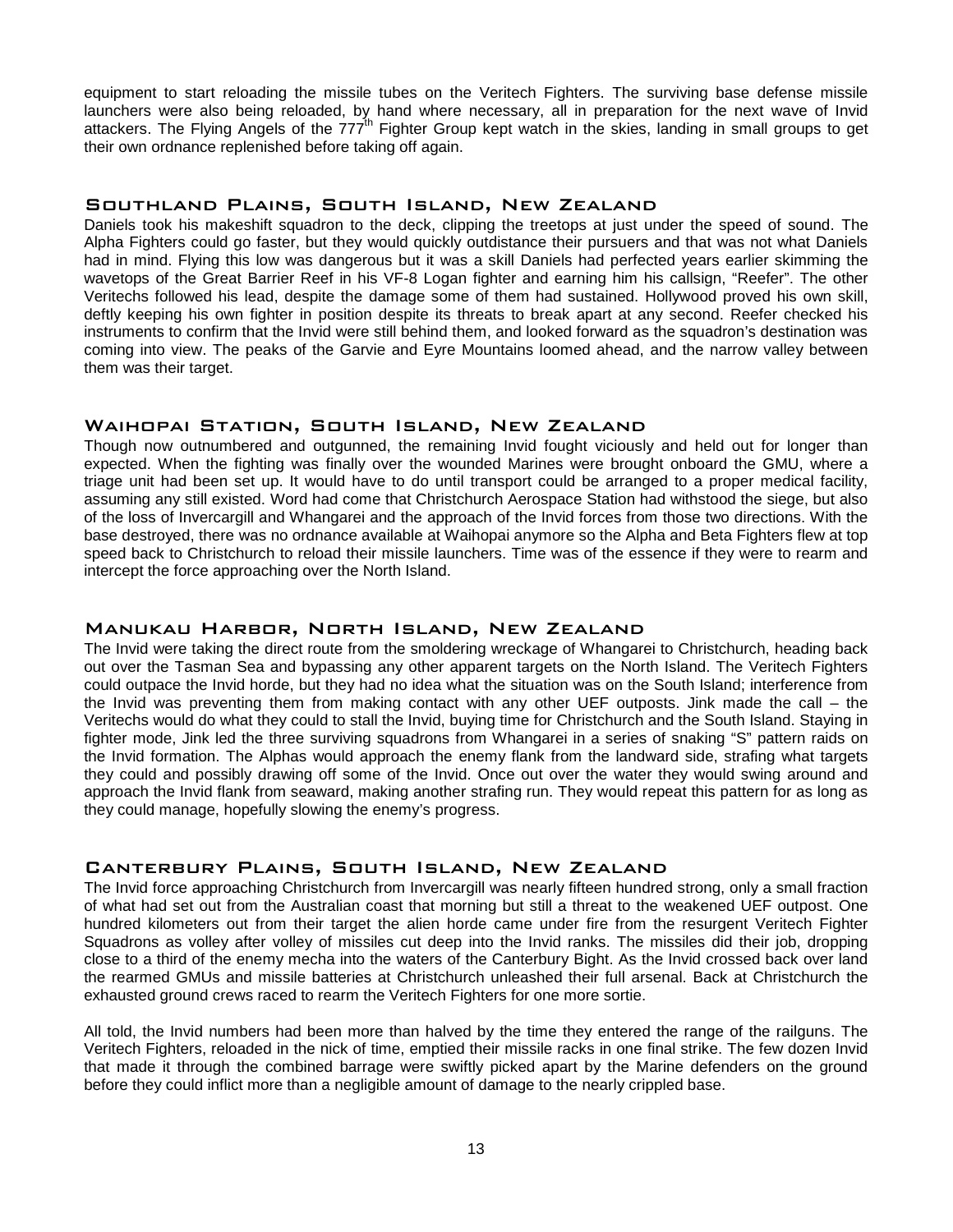equipment to start reloading the missile tubes on the Veritech Fighters. The surviving base defense missile launchers were also being reloaded, by hand where necessary, all in preparation for the next wave of Invid attackers. The Flying Angels of the 777th Fighter Group kept watch in the skies, landing in small groups to get their own ordnance replenished before taking off again.

## Southland Plains, South Island, New Zealand

Daniels took his makeshift squadron to the deck, clipping the treetops at just under the speed of sound. The Alpha Fighters could go faster, but they would quickly outdistance their pursuers and that was not what Daniels had in mind. Flying this low was dangerous but it was a skill Daniels had perfected years earlier skimming the wavetops of the Great Barrier Reef in his VF-8 Logan fighter and earning him his callsign, "Reefer". The other Veritechs followed his lead, despite the damage some of them had sustained. Hollywood proved his own skill, deftly keeping his own fighter in position despite its threats to break apart at any second. Reefer checked his instruments to confirm that the Invid were still behind them, and looked forward as the squadron's destination was coming into view. The peaks of the Garvie and Eyre Mountains loomed ahead, and the narrow valley between them was their target.

## Waihopai Station, South Island, New Zealand

Though now outnumbered and outgunned, the remaining Invid fought viciously and held out for longer than expected. When the fighting was finally over the wounded Marines were brought onboard the GMU, where a triage unit had been set up. It would have to do until transport could be arranged to a proper medical facility, assuming any still existed. Word had come that Christchurch Aerospace Station had withstood the siege, but also of the loss of Invercargill and Whangarei and the approach of the Invid forces from those two directions. With the base destroyed, there was no ordnance available at Waihopai anymore so the Alpha and Beta Fighters flew at top speed back to Christchurch to reload their missile launchers. Time was of the essence if they were to rearm and intercept the force approaching over the North Island.

## Manukau Harbor, North Island, New Zealand

The Invid were taking the direct route from the smoldering wreckage of Whangarei to Christchurch, heading back out over the Tasman Sea and bypassing any other apparent targets on the North Island. The Veritech Fighters could outpace the Invid horde, but they had no idea what the situation was on the South Island; interference from the Invid was preventing them from making contact with any other UEF outposts. Jink made the call – the Veritechs would do what they could to stall the Invid, buying time for Christchurch and the South Island. Staying in fighter mode, Jink led the three surviving squadrons from Whangarei in a series of snaking "S" pattern raids on the Invid formation. The Alphas would approach the enemy flank from the landward side, strafing what targets they could and possibly drawing off some of the Invid. Once out over the water they would swing around and approach the Invid flank from seaward, making another strafing run. They would repeat this pattern for as long as they could manage, hopefully slowing the enemy's progress.

## Canterbury Plains, South Island, New Zealand

The Invid force approaching Christchurch from Invercargill was nearly fifteen hundred strong, only a small fraction of what had set out from the Australian coast that morning but still a threat to the weakened UEF outpost. One hundred kilometers out from their target the alien horde came under fire from the resurgent Veritech Fighter Squadrons as volley after volley of missiles cut deep into the Invid ranks. The missiles did their job, dropping close to a third of the enemy mecha into the waters of the Canterbury Bight. As the Invid crossed back over land the rearmed GMUs and missile batteries at Christchurch unleashed their full arsenal. Back at Christchurch the exhausted ground crews raced to rearm the Veritech Fighters for one more sortie.

All told, the Invid numbers had been more than halved by the time they entered the range of the railguns. The Veritech Fighters, reloaded in the nick of time, emptied their missile racks in one final strike. The few dozen Invid that made it through the combined barrage were swiftly picked apart by the Marine defenders on the ground before they could inflict more than a negligible amount of damage to the nearly crippled base.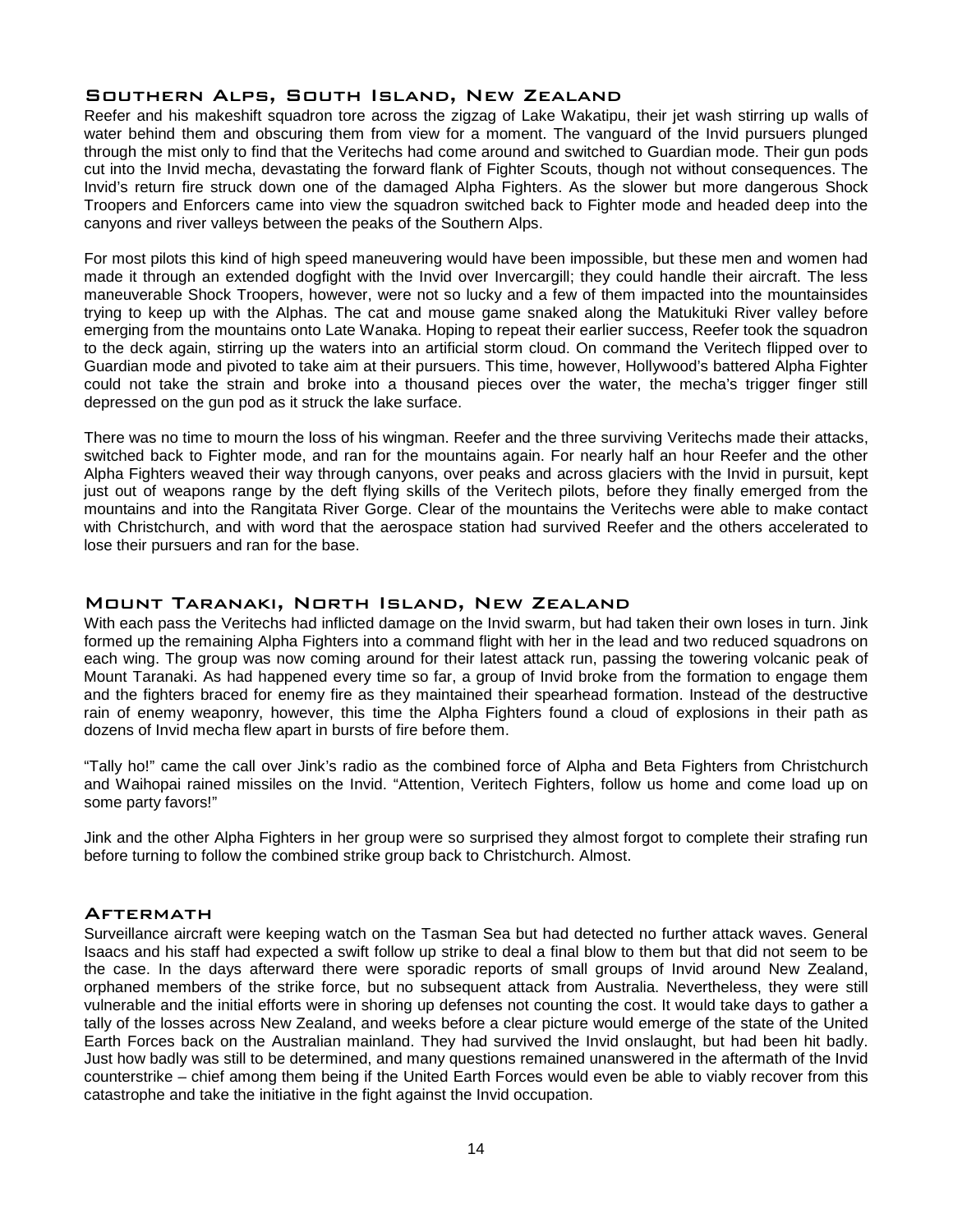## Southern Alps, South Island, New Zealand

Reefer and his makeshift squadron tore across the zigzag of Lake Wakatipu, their jet wash stirring up walls of water behind them and obscuring them from view for a moment. The vanguard of the Invid pursuers plunged through the mist only to find that the Veritechs had come around and switched to Guardian mode. Their gun pods cut into the Invid mecha, devastating the forward flank of Fighter Scouts, though not without consequences. The Invid's return fire struck down one of the damaged Alpha Fighters. As the slower but more dangerous Shock Troopers and Enforcers came into view the squadron switched back to Fighter mode and headed deep into the canyons and river valleys between the peaks of the Southern Alps.

For most pilots this kind of high speed maneuvering would have been impossible, but these men and women had made it through an extended dogfight with the Invid over Invercargill; they could handle their aircraft. The less maneuverable Shock Troopers, however, were not so lucky and a few of them impacted into the mountainsides trying to keep up with the Alphas. The cat and mouse game snaked along the Matukituki River valley before emerging from the mountains onto Late Wanaka. Hoping to repeat their earlier success, Reefer took the squadron to the deck again, stirring up the waters into an artificial storm cloud. On command the Veritech flipped over to Guardian mode and pivoted to take aim at their pursuers. This time, however, Hollywood's battered Alpha Fighter could not take the strain and broke into a thousand pieces over the water, the mecha's trigger finger still depressed on the gun pod as it struck the lake surface.

There was no time to mourn the loss of his wingman. Reefer and the three surviving Veritechs made their attacks, switched back to Fighter mode, and ran for the mountains again. For nearly half an hour Reefer and the other Alpha Fighters weaved their way through canyons, over peaks and across glaciers with the Invid in pursuit, kept just out of weapons range by the deft flying skills of the Veritech pilots, before they finally emerged from the mountains and into the Rangitata River Gorge. Clear of the mountains the Veritechs were able to make contact with Christchurch, and with word that the aerospace station had survived Reefer and the others accelerated to lose their pursuers and ran for the base.

## Mount Taranaki, North Island, New Zealand

With each pass the Veritechs had inflicted damage on the Invid swarm, but had taken their own loses in turn. Jink formed up the remaining Alpha Fighters into a command flight with her in the lead and two reduced squadrons on each wing. The group was now coming around for their latest attack run, passing the towering volcanic peak of Mount Taranaki. As had happened every time so far, a group of Invid broke from the formation to engage them and the fighters braced for enemy fire as they maintained their spearhead formation. Instead of the destructive rain of enemy weaponry, however, this time the Alpha Fighters found a cloud of explosions in their path as dozens of Invid mecha flew apart in bursts of fire before them.

"Tally ho!" came the call over Jink's radio as the combined force of Alpha and Beta Fighters from Christchurch and Waihopai rained missiles on the Invid. "Attention, Veritech Fighters, follow us home and come load up on some party favors!"

Jink and the other Alpha Fighters in her group were so surprised they almost forgot to complete their strafing run before turning to follow the combined strike group back to Christchurch. Almost.

## Aftermath

Surveillance aircraft were keeping watch on the Tasman Sea but had detected no further attack waves. General Isaacs and his staff had expected a swift follow up strike to deal a final blow to them but that did not seem to be the case. In the days afterward there were sporadic reports of small groups of Invid around New Zealand, orphaned members of the strike force, but no subsequent attack from Australia. Nevertheless, they were still vulnerable and the initial efforts were in shoring up defenses not counting the cost. It would take days to gather a tally of the losses across New Zealand, and weeks before a clear picture would emerge of the state of the United Earth Forces back on the Australian mainland. They had survived the Invid onslaught, but had been hit badly. Just how badly was still to be determined, and many questions remained unanswered in the aftermath of the Invid counterstrike – chief among them being if the United Earth Forces would even be able to viably recover from this catastrophe and take the initiative in the fight against the Invid occupation.